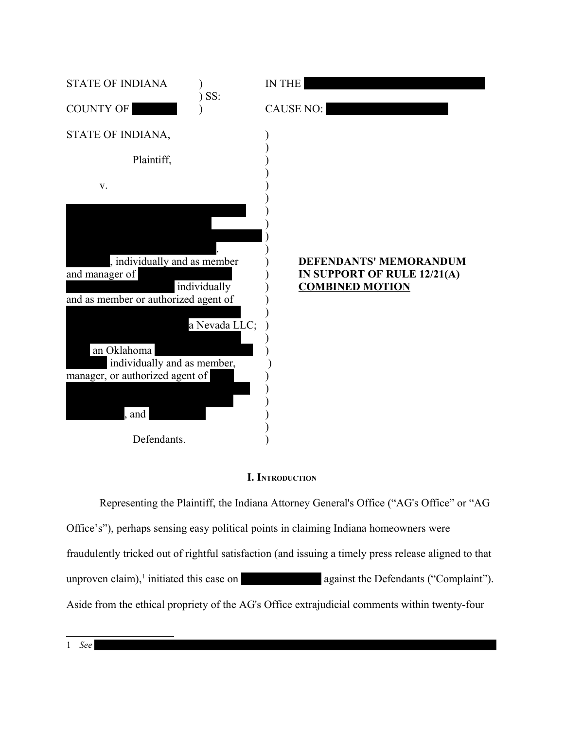STATE OF INDIANA ) IN THE ██████████
) SS:
COUNTY OF ██████ ) CAUSE NO: ██████████

STATE OF INDIANA,

Plaintiff,

v.

██████████
██████████
██████████
██████████.
██████, individually and as member and manager of ██████████ individually and as member or authorized agent of ██████████ a Nevada LLC; ██████████ an Oklahoma ██████████ individually and as member, manager, or authorized agent of ██████████, and ██████████

Defendants.

**DEFENDANTS' MEMORANDUM IN SUPPORT OF RULE 12/21(A) COMBINED MOTION**

## I. Introduction

Representing the Plaintiff, the Indiana Attorney General's Office ("AG's Office" or "AG Office's"), perhaps sensing easy political points in claiming Indiana homeowners were fraudulently tricked out of rightful satisfaction (and issuing a timely press release aligned to that unproven claim),[1] initiated this case on ██████████ against the Defendants ("Complaint"). Aside from the ethical propriety of the AG's Office extrajudicial comments within twenty-four

---

1 *See* ██████████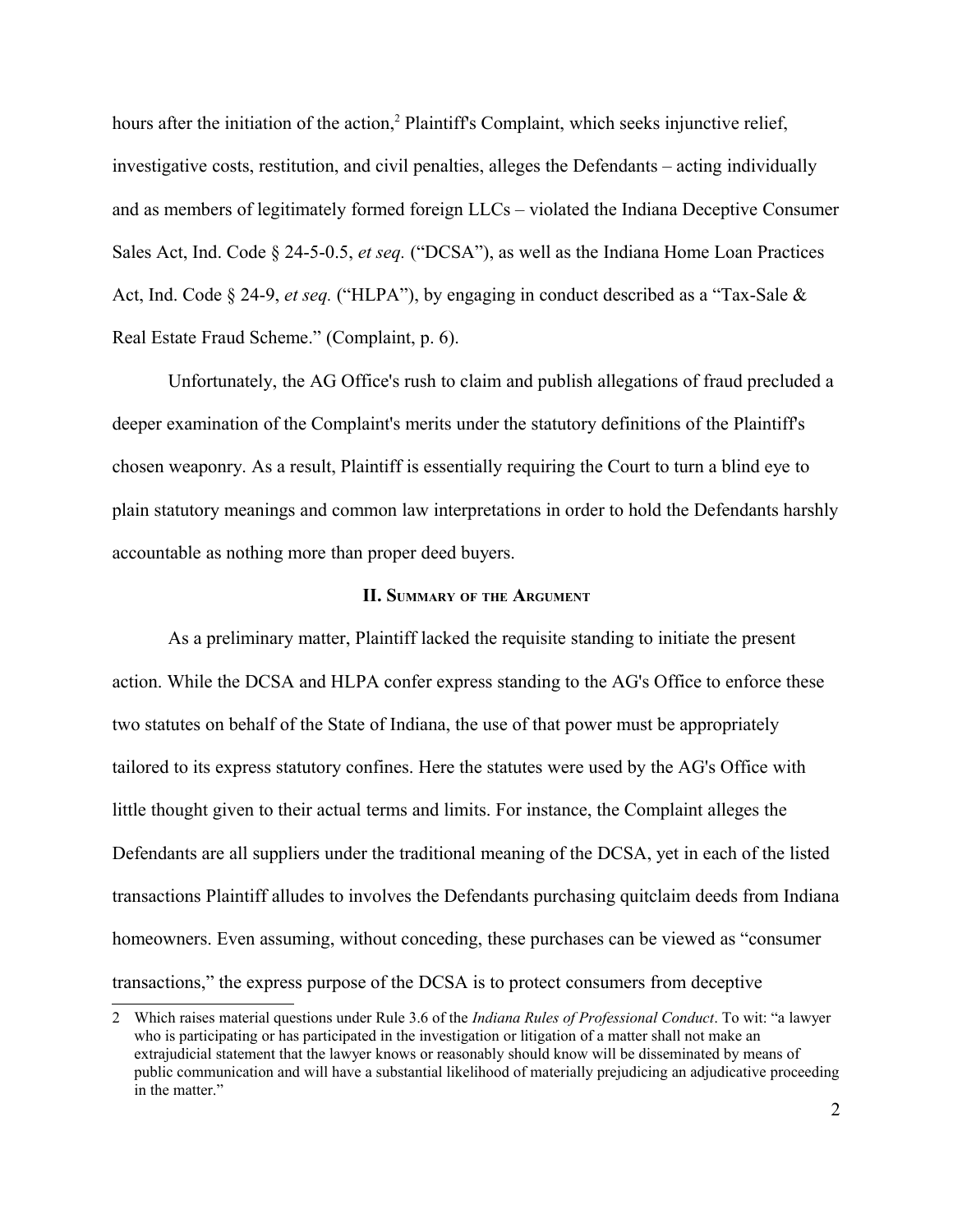hours after the initiation of the action,[2] Plaintiff's Complaint, which seeks injunctive relief, investigative costs, restitution, and civil penalties, alleges the Defendants – acting individually and as members of legitimately formed foreign LLCs – violated the Indiana Deceptive Consumer Sales Act, Ind. Code § 24-5-0.5, *et seq.* ("DCSA"), as well as the Indiana Home Loan Practices Act, Ind. Code § 24-9, *et seq.* ("HLPA"), by engaging in conduct described as a "Tax-Sale & Real Estate Fraud Scheme." (Complaint, p. 6).

Unfortunately, the AG Office's rush to claim and publish allegations of fraud precluded a deeper examination of the Complaint's merits under the statutory definitions of the Plaintiff's chosen weaponry. As a result, Plaintiff is essentially requiring the Court to turn a blind eye to plain statutory meanings and common law interpretations in order to hold the Defendants harshly accountable as nothing more than proper deed buyers.

## II. Summary of the Argument

As a preliminary matter, Plaintiff lacked the requisite standing to initiate the present action. While the DCSA and HLPA confer express standing to the AG's Office to enforce these two statutes on behalf of the State of Indiana, the use of that power must be appropriately tailored to its express statutory confines. Here the statutes were used by the AG's Office with little thought given to their actual terms and limits. For instance, the Complaint alleges the Defendants are all suppliers under the traditional meaning of the DCSA, yet in each of the listed transactions Plaintiff alludes to involves the Defendants purchasing quitclaim deeds from Indiana homeowners. Even assuming, without conceding, these purchases can be viewed as "consumer transactions," the express purpose of the DCSA is to protect consumers from deceptive

---

2 Which raises material questions under Rule 3.6 of the *Indiana Rules of Professional Conduct*. To wit: "a lawyer who is participating or has participated in the investigation or litigation of a matter shall not make an extrajudicial statement that the lawyer knows or reasonably should know will be disseminated by means of public communication and will have a substantial likelihood of materially prejudicing an adjudicative proceeding in the matter."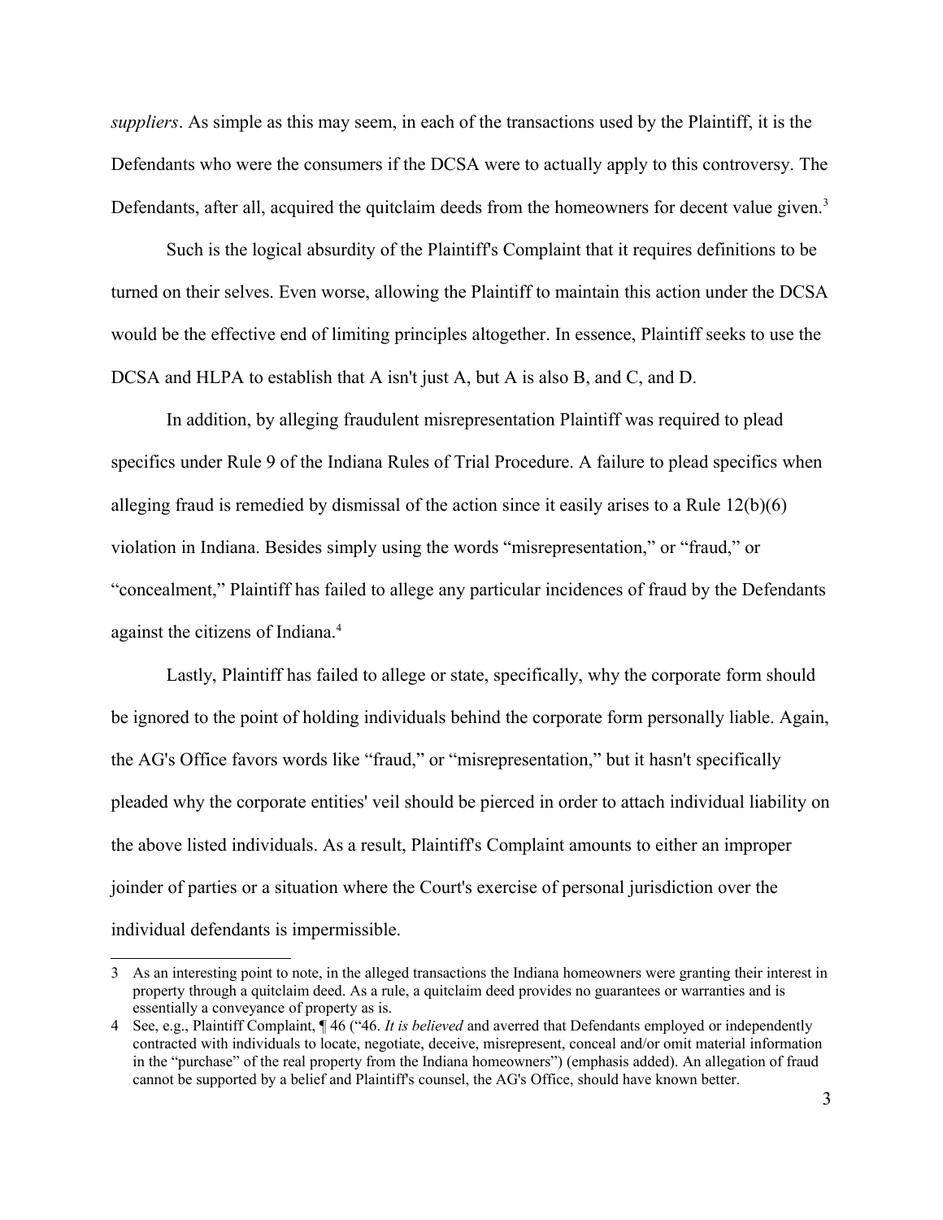*suppliers*. As simple as this may seem, in each of the transactions used by the Plaintiff, it is the Defendants who were the consumers if the DCSA were to actually apply to this controversy. The Defendants, after all, acquired the quitclaim deeds from the homeowners for decent value given.[3]

Such is the logical absurdity of the Plaintiff's Complaint that it requires definitions to be turned on their selves. Even worse, allowing the Plaintiff to maintain this action under the DCSA would be the effective end of limiting principles altogether. In essence, Plaintiff seeks to use the DCSA and HLPA to establish that A isn't just A, but A is also B, and C, and D.

In addition, by alleging fraudulent misrepresentation Plaintiff was required to plead specifics under Rule 9 of the Indiana Rules of Trial Procedure. A failure to plead specifics when alleging fraud is remedied by dismissal of the action since it easily arises to a Rule 12(b)(6) violation in Indiana. Besides simply using the words “misrepresentation,” or “fraud,” or “concealment,” Plaintiff has failed to allege any particular incidences of fraud by the Defendants against the citizens of Indiana.[4]

Lastly, Plaintiff has failed to allege or state, specifically, why the corporate form should be ignored to the point of holding individuals behind the corporate form personally liable. Again, the AG's Office favors words like “fraud,” or “misrepresentation,” but it hasn't specifically pleaded why the corporate entities' veil should be pierced in order to attach individual liability on the above listed individuals. As a result, Plaintiff's Complaint amounts to either an improper joinder of parties or a situation where the Court's exercise of personal jurisdiction over the individual defendants is impermissible.

---

3 As an interesting point to note, in the alleged transactions the Indiana homeowners were granting their interest in property through a quitclaim deed. As a rule, a quitclaim deed provides no guarantees or warranties and is essentially a conveyance of property as is.

4 See, e.g., Plaintiff Complaint, ¶ 46 (“46. *It is believed* and averred that Defendants employed or independently contracted with individuals to locate, negotiate, deceive, misrepresent, conceal and/or omit material information in the “purchase” of the real property from the Indiana homeowners”) (emphasis added). An allegation of fraud cannot be supported by a belief and Plaintiff's counsel, the AG's Office, should have known better.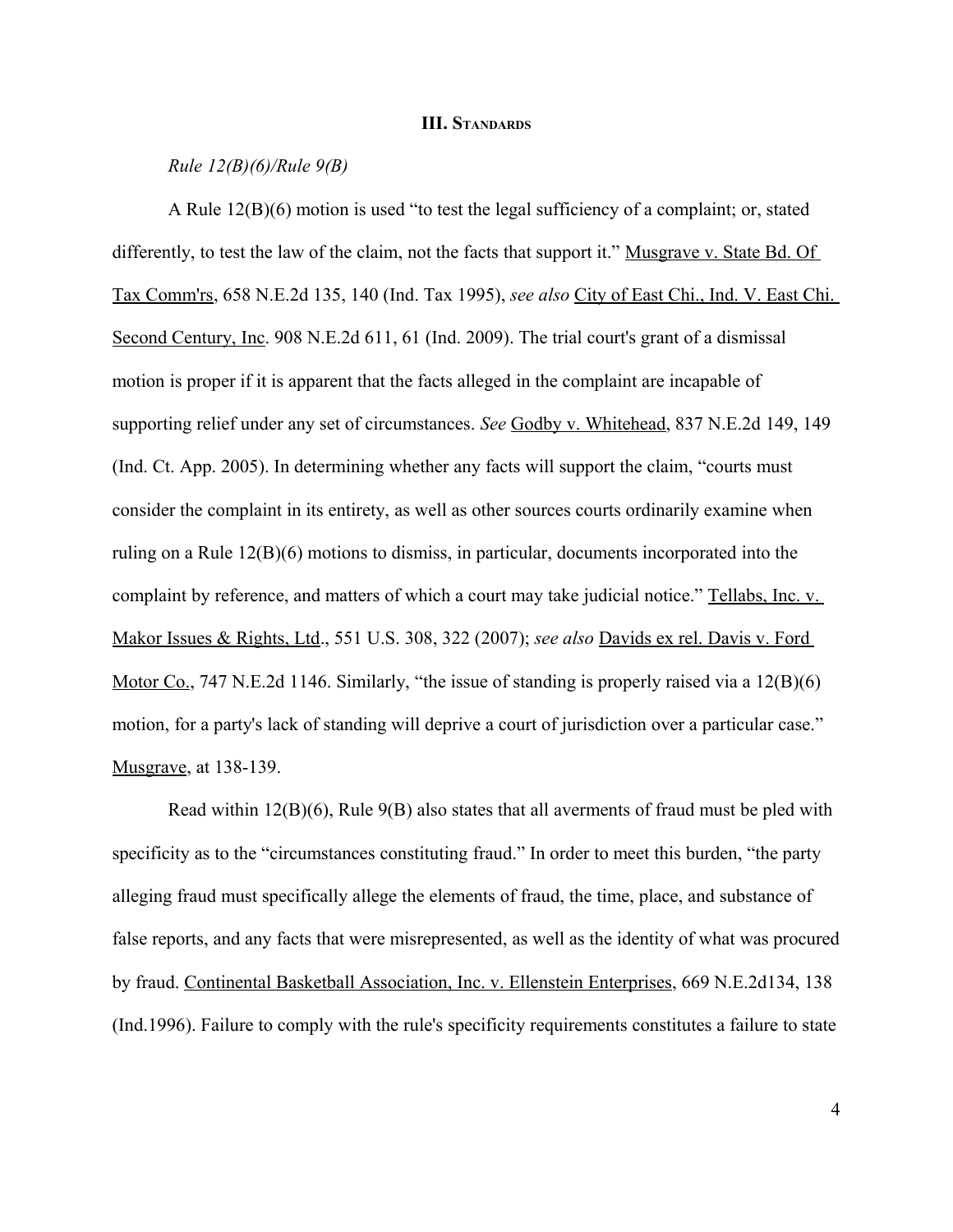### III. Standards

*Rule 12(B)(6)/Rule 9(B)*

A Rule 12(B)(6) motion is used "to test the legal sufficiency of a complaint; or, stated differently, to test the law of the claim, not the facts that support it." Musgrave v. State Bd. Of Tax Comm'rs, 658 N.E.2d 135, 140 (Ind. Tax 1995), *see also* City of East Chi., Ind. V. East Chi. Second Century, Inc. 908 N.E.2d 611, 61 (Ind. 2009). The trial court's grant of a dismissal motion is proper if it is apparent that the facts alleged in the complaint are incapable of supporting relief under any set of circumstances. *See* Godby v. Whitehead, 837 N.E.2d 149, 149 (Ind. Ct. App. 2005). In determining whether any facts will support the claim, "courts must consider the complaint in its entirety, as well as other sources courts ordinarily examine when ruling on a Rule 12(B)(6) motions to dismiss, in particular, documents incorporated into the complaint by reference, and matters of which a court may take judicial notice." Tellabs, Inc. v. Makor Issues & Rights, Ltd., 551 U.S. 308, 322 (2007); *see also* Davids ex rel. Davis v. Ford Motor Co., 747 N.E.2d 1146. Similarly, "the issue of standing is properly raised via a 12(B)(6) motion, for a party's lack of standing will deprive a court of jurisdiction over a particular case." Musgrave, at 138-139.

Read within 12(B)(6), Rule 9(B) also states that all averments of fraud must be pled with specificity as to the "circumstances constituting fraud." In order to meet this burden, "the party alleging fraud must specifically allege the elements of fraud, the time, place, and substance of false reports, and any facts that were misrepresented, as well as the identity of what was procured by fraud. Continental Basketball Association, Inc. v. Ellenstein Enterprises, 669 N.E.2d134, 138 (Ind.1996). Failure to comply with the rule's specificity requirements constitutes a failure to state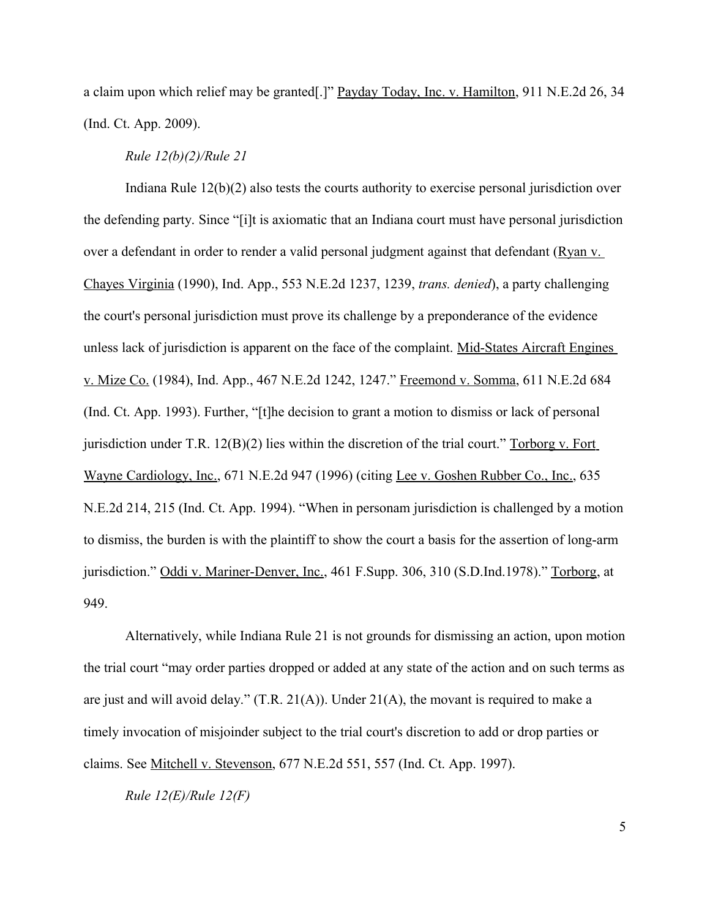a claim upon which relief may be granted[.]" Payday Today, Inc. v. Hamilton, 911 N.E.2d 26, 34 (Ind. Ct. App. 2009).

*Rule 12(b)(2)/Rule 21*

Indiana Rule 12(b)(2) also tests the courts authority to exercise personal jurisdiction over the defending party. Since "[i]t is axiomatic that an Indiana court must have personal jurisdiction over a defendant in order to render a valid personal judgment against that defendant (Ryan v. Chayes Virginia (1990), Ind. App., 553 N.E.2d 1237, 1239, *trans. denied*), a party challenging the court's personal jurisdiction must prove its challenge by a preponderance of the evidence unless lack of jurisdiction is apparent on the face of the complaint. Mid-States Aircraft Engines v. Mize Co. (1984), Ind. App., 467 N.E.2d 1242, 1247." Freemond v. Somma, 611 N.E.2d 684 (Ind. Ct. App. 1993). Further, "[t]he decision to grant a motion to dismiss or lack of personal jurisdiction under T.R. 12(B)(2) lies within the discretion of the trial court." Torborg v. Fort Wayne Cardiology, Inc., 671 N.E.2d 947 (1996) (citing Lee v. Goshen Rubber Co., Inc., 635 N.E.2d 214, 215 (Ind. Ct. App. 1994). "When in personam jurisdiction is challenged by a motion to dismiss, the burden is with the plaintiff to show the court a basis for the assertion of long-arm jurisdiction." Oddi v. Mariner-Denver, Inc., 461 F.Supp. 306, 310 (S.D.Ind.1978)." Torborg, at 949.

Alternatively, while Indiana Rule 21 is not grounds for dismissing an action, upon motion the trial court "may order parties dropped or added at any state of the action and on such terms as are just and will avoid delay." (T.R. 21(A)). Under 21(A), the movant is required to make a timely invocation of misjoinder subject to the trial court's discretion to add or drop parties or claims. See Mitchell v. Stevenson, 677 N.E.2d 551, 557 (Ind. Ct. App. 1997).

*Rule 12(E)/Rule 12(F)*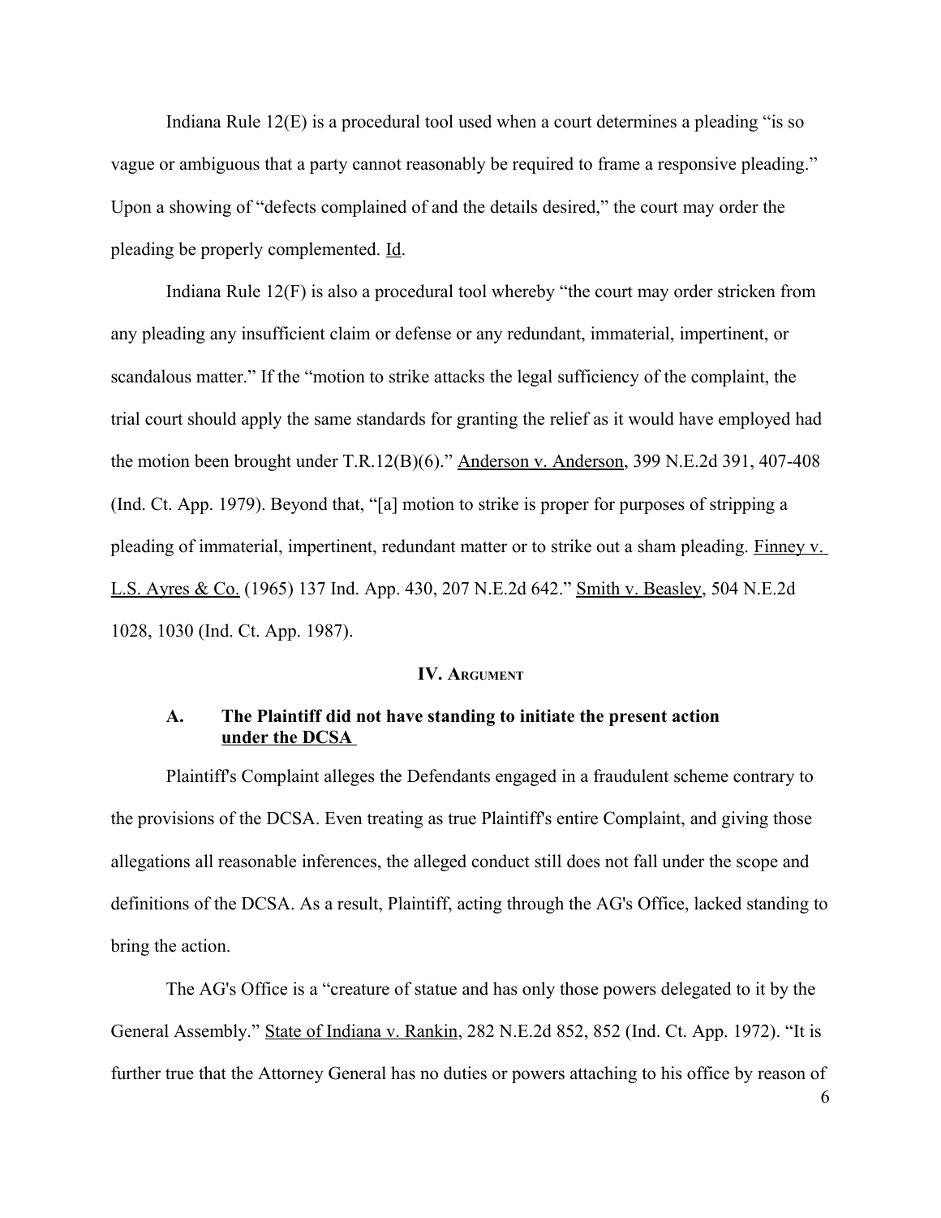Indiana Rule 12(E) is a procedural tool used when a court determines a pleading "is so vague or ambiguous that a party cannot reasonably be required to frame a responsive pleading." Upon a showing of "defects complained of and the details desired," the court may order the pleading be properly complemented. Id.

Indiana Rule 12(F) is also a procedural tool whereby "the court may order stricken from any pleading any insufficient claim or defense or any redundant, immaterial, impertinent, or scandalous matter." If the "motion to strike attacks the legal sufficiency of the complaint, the trial court should apply the same standards for granting the relief as it would have employed had the motion been brought under T.R.12(B)(6)." Anderson v. Anderson, 399 N.E.2d 391, 407-408 (Ind. Ct. App. 1979). Beyond that, "[a] motion to strike is proper for purposes of stripping a pleading of immaterial, impertinent, redundant matter or to strike out a sham pleading. Finney v. L.S. Ayres & Co. (1965) 137 Ind. App. 430, 207 N.E.2d 642." Smith v. Beasley, 504 N.E.2d 1028, 1030 (Ind. Ct. App. 1987).

## IV. Argument

### A. The Plaintiff did not have standing to initiate the present action under the DCSA

Plaintiff's Complaint alleges the Defendants engaged in a fraudulent scheme contrary to the provisions of the DCSA. Even treating as true Plaintiff's entire Complaint, and giving those allegations all reasonable inferences, the alleged conduct still does not fall under the scope and definitions of the DCSA. As a result, Plaintiff, acting through the AG's Office, lacked standing to bring the action.

The AG's Office is a "creature of statue and has only those powers delegated to it by the General Assembly." State of Indiana v. Rankin, 282 N.E.2d 852, 852 (Ind. Ct. App. 1972). "It is further true that the Attorney General has no duties or powers attaching to his office by reason of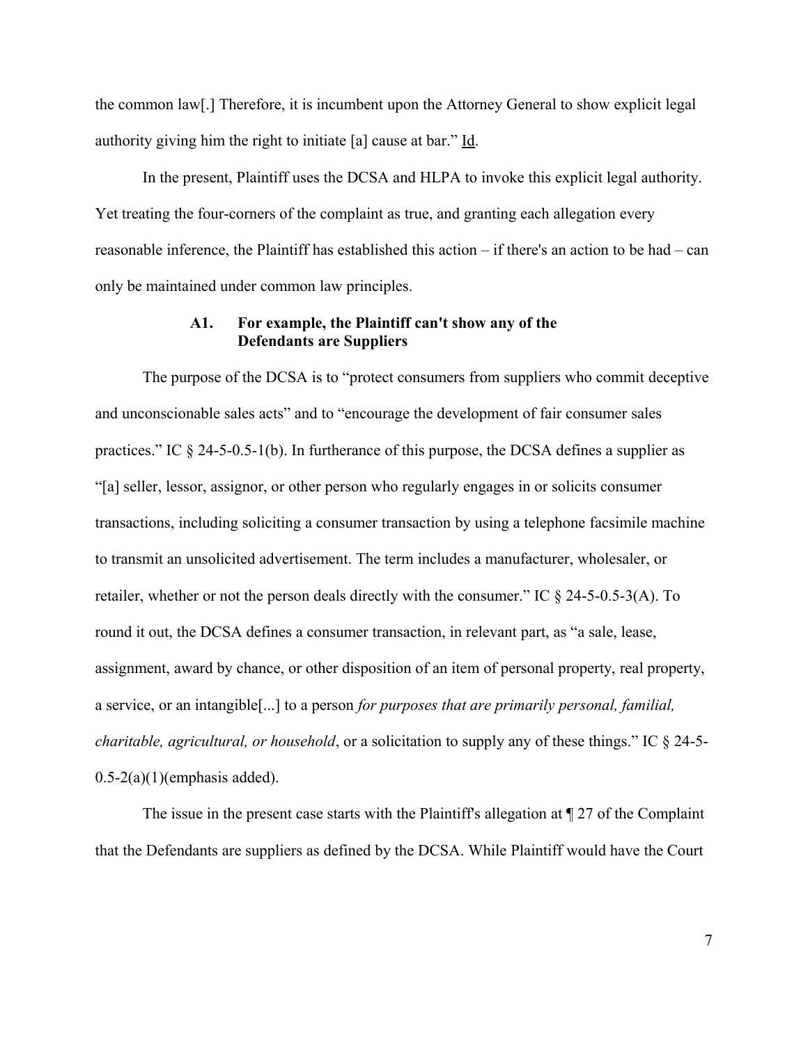the common law[.] Therefore, it is incumbent upon the Attorney General to show explicit legal authority giving him the right to initiate [a] cause at bar." Id.

In the present, Plaintiff uses the DCSA and HLPA to invoke this explicit legal authority. Yet treating the four-corners of the complaint as true, and granting each allegation every reasonable inference, the Plaintiff has established this action – if there's an action to be had – can only be maintained under common law principles.

### A1. For example, the Plaintiff can't show any of the Defendants are Suppliers

The purpose of the DCSA is to "protect consumers from suppliers who commit deceptive and unconscionable sales acts" and to "encourage the development of fair consumer sales practices." IC § 24-5-0.5-1(b). In furtherance of this purpose, the DCSA defines a supplier as "[a] seller, lessor, assignor, or other person who regularly engages in or solicits consumer transactions, including soliciting a consumer transaction by using a telephone facsimile machine to transmit an unsolicited advertisement. The term includes a manufacturer, wholesaler, or retailer, whether or not the person deals directly with the consumer." IC § 24-5-0.5-3(A). To round it out, the DCSA defines a consumer transaction, in relevant part, as "a sale, lease, assignment, award by chance, or other disposition of an item of personal property, real property, a service, or an intangible[...] to a person *for purposes that are primarily personal, familial, charitable, agricultural, or household*, or a solicitation to supply any of these things." IC § 24-5-0.5-2(a)(1)(emphasis added).

The issue in the present case starts with the Plaintiff's allegation at ¶ 27 of the Complaint that the Defendants are suppliers as defined by the DCSA. While Plaintiff would have the Court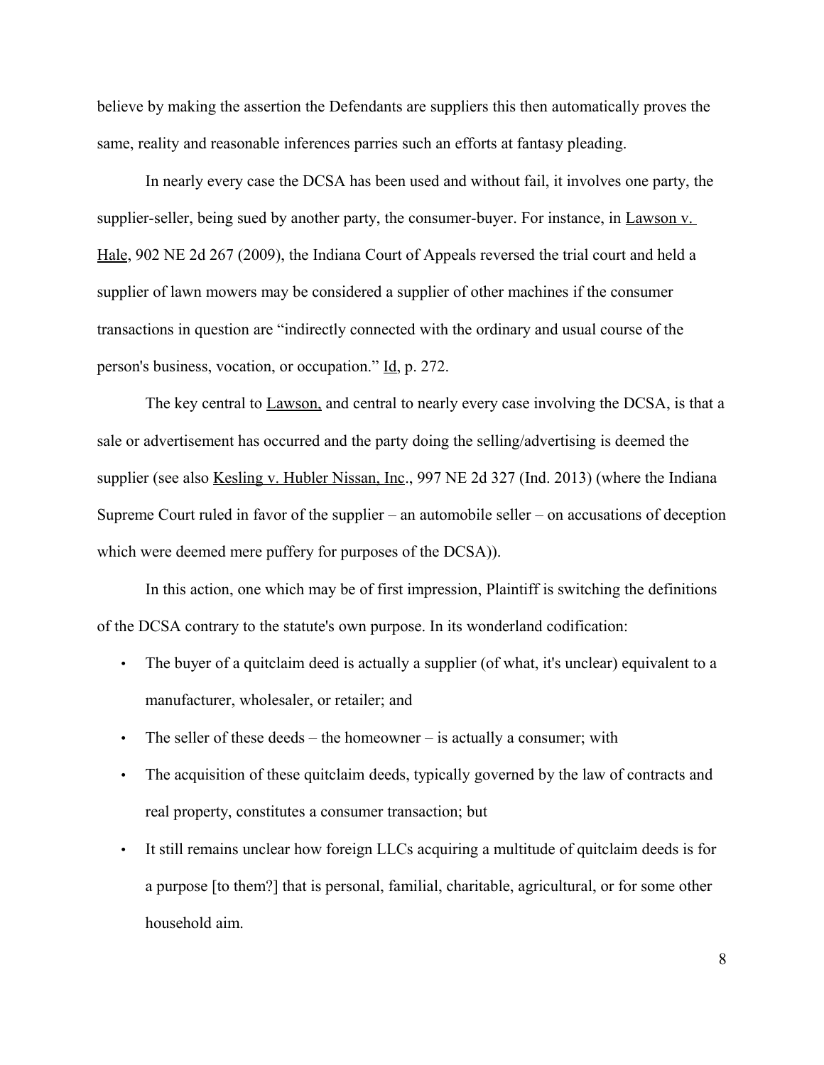believe by making the assertion the Defendants are suppliers this then automatically proves the same, reality and reasonable inferences parries such an efforts at fantasy pleading.

In nearly every case the DCSA has been used and without fail, it involves one party, the supplier-seller, being sued by another party, the consumer-buyer. For instance, in Lawson v. Hale, 902 NE 2d 267 (2009), the Indiana Court of Appeals reversed the trial court and held a supplier of lawn mowers may be considered a supplier of other machines if the consumer transactions in question are "indirectly connected with the ordinary and usual course of the person's business, vocation, or occupation." Id, p. 272.

The key central to Lawson, and central to nearly every case involving the DCSA, is that a sale or advertisement has occurred and the party doing the selling/advertising is deemed the supplier (see also Kesling v. Hubler Nissan, Inc., 997 NE 2d 327 (Ind. 2013) (where the Indiana Supreme Court ruled in favor of the supplier – an automobile seller – on accusations of deception which were deemed mere puffery for purposes of the DCSA)).

In this action, one which may be of first impression, Plaintiff is switching the definitions of the DCSA contrary to the statute's own purpose. In its wonderland codification:

- The buyer of a quitclaim deed is actually a supplier (of what, it's unclear) equivalent to a manufacturer, wholesaler, or retailer; and
- The seller of these deeds – the homeowner – is actually a consumer; with
- The acquisition of these quitclaim deeds, typically governed by the law of contracts and real property, constitutes a consumer transaction; but
- It still remains unclear how foreign LLCs acquiring a multitude of quitclaim deeds is for a purpose [to them?] that is personal, familial, charitable, agricultural, or for some other household aim.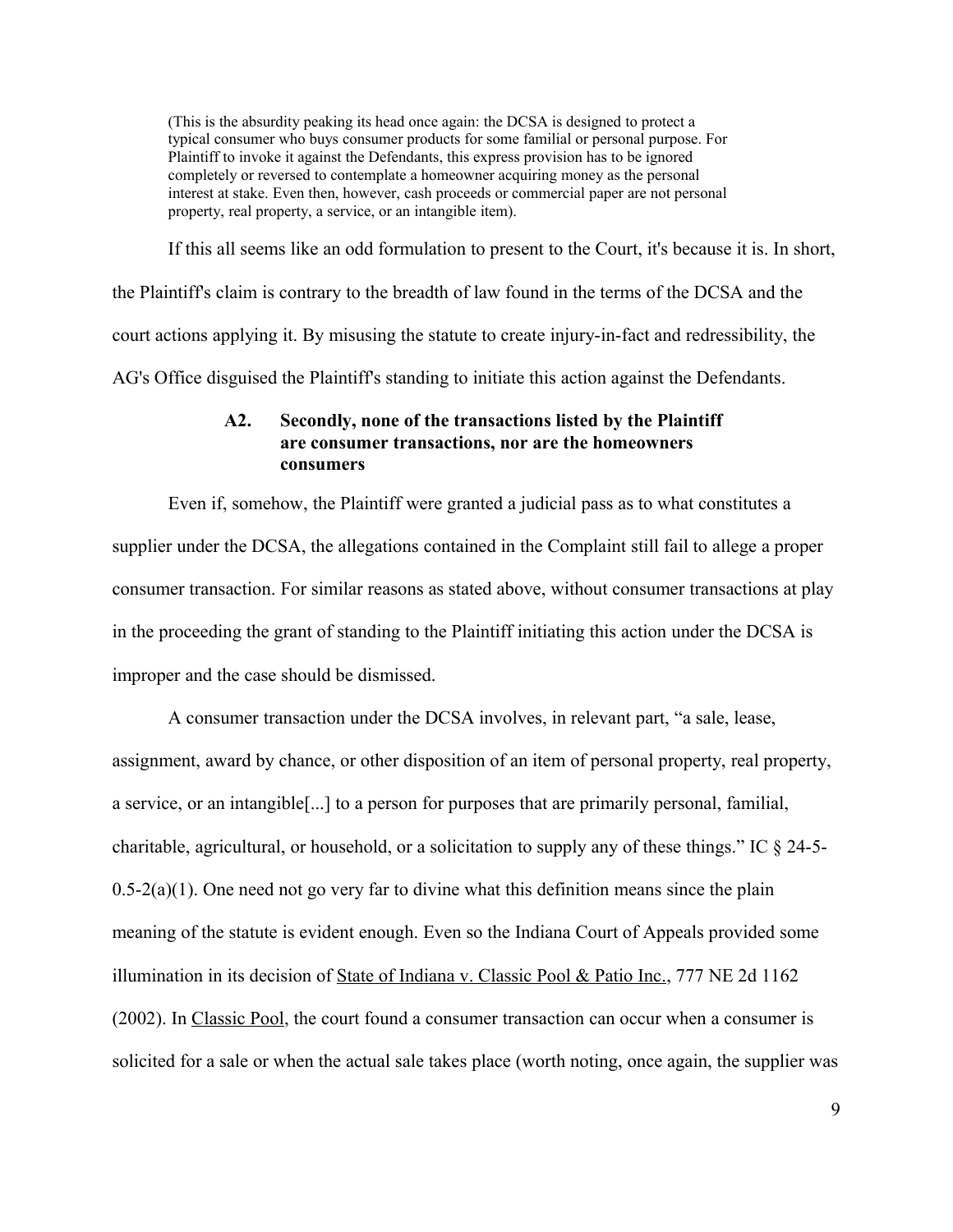(This is the absurdity peaking its head once again: the DCSA is designed to protect a typical consumer who buys consumer products for some familial or personal purpose. For Plaintiff to invoke it against the Defendants, this express provision has to be ignored completely or reversed to contemplate a homeowner acquiring money as the personal interest at stake. Even then, however, cash proceeds or commercial paper are not personal property, real property, a service, or an intangible item).

If this all seems like an odd formulation to present to the Court, it's because it is. In short, the Plaintiff's claim is contrary to the breadth of law found in the terms of the DCSA and the court actions applying it. By misusing the statute to create injury-in-fact and redressibility, the AG's Office disguised the Plaintiff's standing to initiate this action against the Defendants.

### A2. Secondly, none of the transactions listed by the Plaintiff are consumer transactions, nor are the homeowners consumers

Even if, somehow, the Plaintiff were granted a judicial pass as to what constitutes a supplier under the DCSA, the allegations contained in the Complaint still fail to allege a proper consumer transaction. For similar reasons as stated above, without consumer transactions at play in the proceeding the grant of standing to the Plaintiff initiating this action under the DCSA is improper and the case should be dismissed.

A consumer transaction under the DCSA involves, in relevant part, "a sale, lease, assignment, award by chance, or other disposition of an item of personal property, real property, a service, or an intangible[...] to a person for purposes that are primarily personal, familial, charitable, agricultural, or household, or a solicitation to supply any of these things." IC § 24-5-0.5-2(a)(1). One need not go very far to divine what this definition means since the plain meaning of the statute is evident enough. Even so the Indiana Court of Appeals provided some illumination in its decision of State of Indiana v. Classic Pool & Patio Inc., 777 NE 2d 1162 (2002). In Classic Pool, the court found a consumer transaction can occur when a consumer is solicited for a sale or when the actual sale takes place (worth noting, once again, the supplier was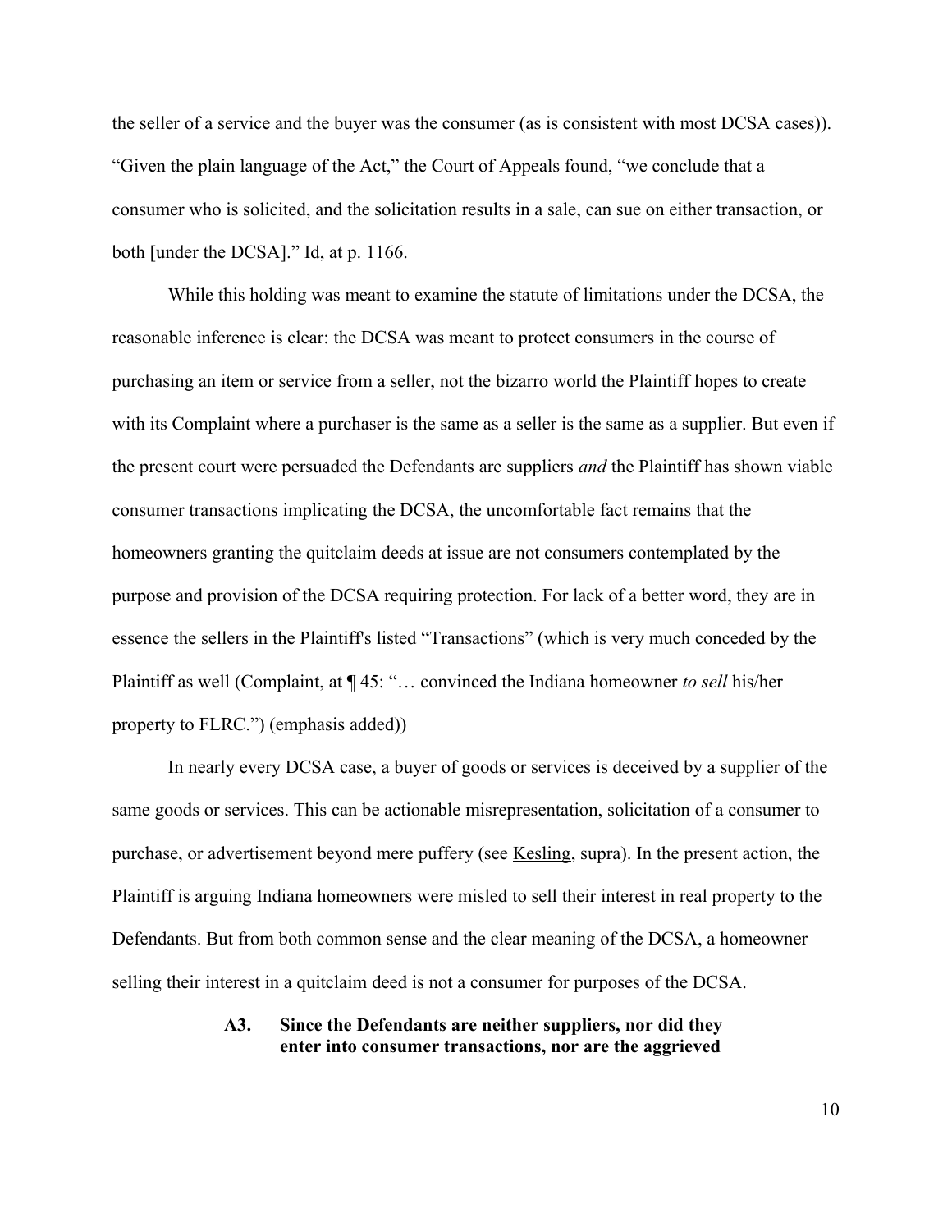the seller of a service and the buyer was the consumer (as is consistent with most DCSA cases)). "Given the plain language of the Act," the Court of Appeals found, "we conclude that a consumer who is solicited, and the solicitation results in a sale, can sue on either transaction, or both [under the DCSA]." Id, at p. 1166.

While this holding was meant to examine the statute of limitations under the DCSA, the reasonable inference is clear: the DCSA was meant to protect consumers in the course of purchasing an item or service from a seller, not the bizarro world the Plaintiff hopes to create with its Complaint where a purchaser is the same as a seller is the same as a supplier. But even if the present court were persuaded the Defendants are suppliers *and* the Plaintiff has shown viable consumer transactions implicating the DCSA, the uncomfortable fact remains that the homeowners granting the quitclaim deeds at issue are not consumers contemplated by the purpose and provision of the DCSA requiring protection. For lack of a better word, they are in essence the sellers in the Plaintiff's listed "Transactions" (which is very much conceded by the Plaintiff as well (Complaint, at ¶ 45: "… convinced the Indiana homeowner *to sell* his/her property to FLRC.") (emphasis added))

In nearly every DCSA case, a buyer of goods or services is deceived by a supplier of the same goods or services. This can be actionable misrepresentation, solicitation of a consumer to purchase, or advertisement beyond mere puffery (see Kesling, supra). In the present action, the Plaintiff is arguing Indiana homeowners were misled to sell their interest in real property to the Defendants. But from both common sense and the clear meaning of the DCSA, a homeowner selling their interest in a quitclaim deed is not a consumer for purposes of the DCSA.

**A3. Since the Defendants are neither suppliers, nor did they enter into consumer transactions, nor are the aggrieved**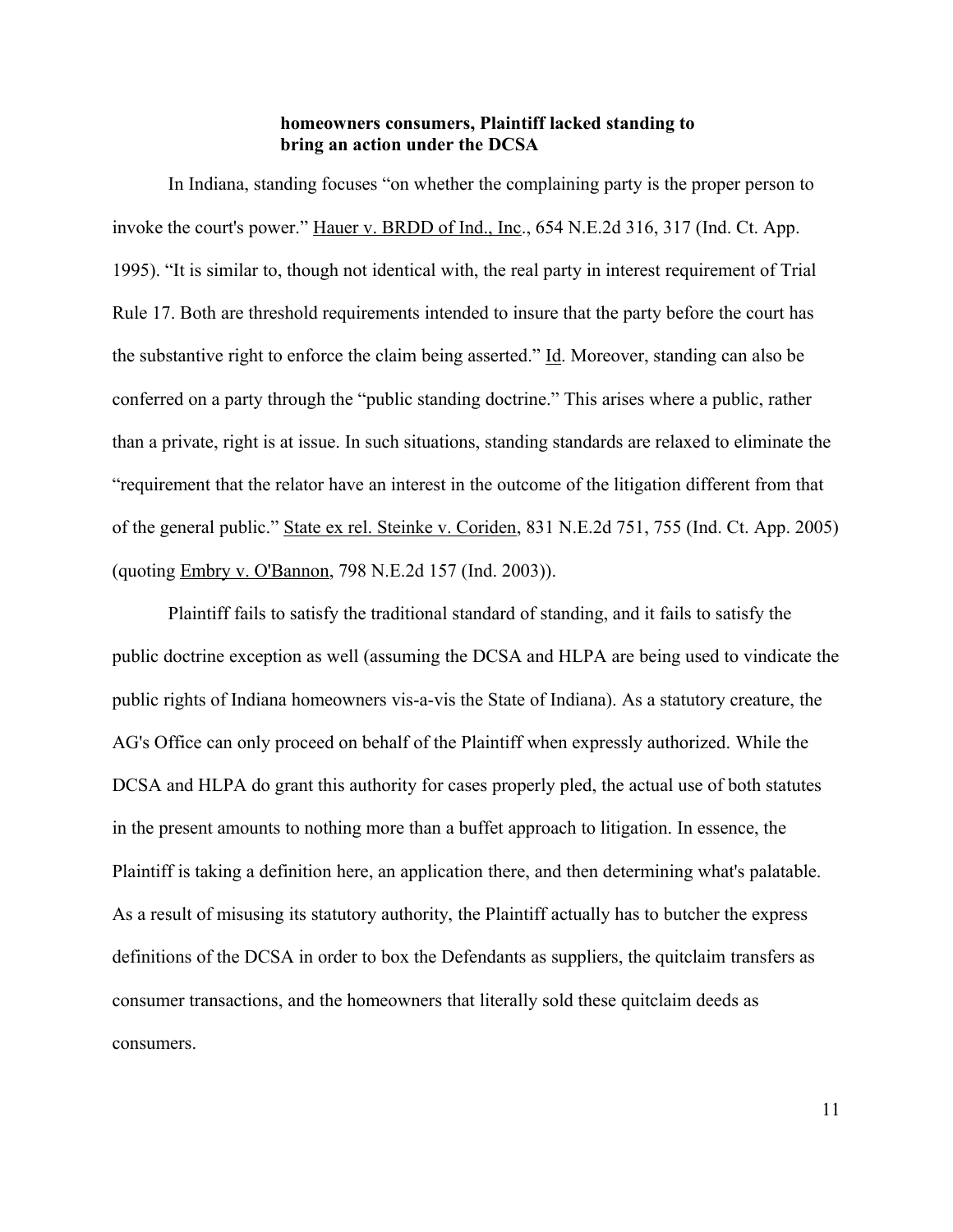**homeowners consumers, Plaintiff lacked standing to bring an action under the DCSA**

In Indiana, standing focuses "on whether the complaining party is the proper person to invoke the court's power." Hauer v. BRDD of Ind., Inc., 654 N.E.2d 316, 317 (Ind. Ct. App. 1995). "It is similar to, though not identical with, the real party in interest requirement of Trial Rule 17. Both are threshold requirements intended to insure that the party before the court has the substantive right to enforce the claim being asserted." Id. Moreover, standing can also be conferred on a party through the "public standing doctrine." This arises where a public, rather than a private, right is at issue. In such situations, standing standards are relaxed to eliminate the "requirement that the relator have an interest in the outcome of the litigation different from that of the general public." State ex rel. Steinke v. Coriden, 831 N.E.2d 751, 755 (Ind. Ct. App. 2005) (quoting Embry v. O'Bannon, 798 N.E.2d 157 (Ind. 2003)).

Plaintiff fails to satisfy the traditional standard of standing, and it fails to satisfy the public doctrine exception as well (assuming the DCSA and HLPA are being used to vindicate the public rights of Indiana homeowners vis-a-vis the State of Indiana). As a statutory creature, the AG's Office can only proceed on behalf of the Plaintiff when expressly authorized. While the DCSA and HLPA do grant this authority for cases properly pled, the actual use of both statutes in the present amounts to nothing more than a buffet approach to litigation. In essence, the Plaintiff is taking a definition here, an application there, and then determining what's palatable. As a result of misusing its statutory authority, the Plaintiff actually has to butcher the express definitions of the DCSA in order to box the Defendants as suppliers, the quitclaim transfers as consumer transactions, and the homeowners that literally sold these quitclaim deeds as consumers.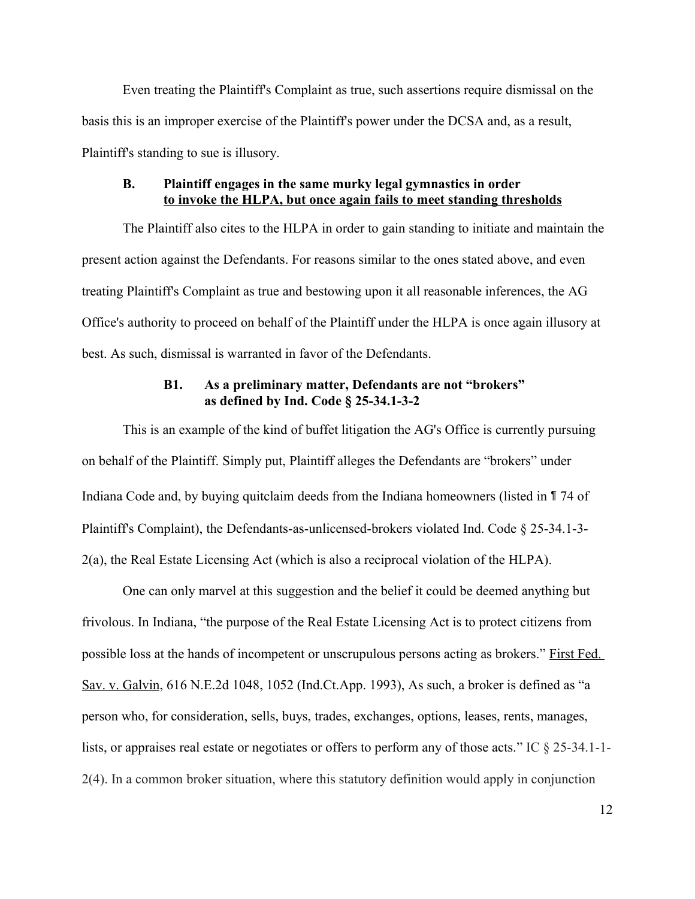Even treating the Plaintiff's Complaint as true, such assertions require dismissal on the basis this is an improper exercise of the Plaintiff's power under the DCSA and, as a result, Plaintiff's standing to sue is illusory.

### B. Plaintiff engages in the same murky legal gymnastics in order to invoke the HLPA, but once again fails to meet standing thresholds

The Plaintiff also cites to the HLPA in order to gain standing to initiate and maintain the present action against the Defendants. For reasons similar to the ones stated above, and even treating Plaintiff's Complaint as true and bestowing upon it all reasonable inferences, the AG Office's authority to proceed on behalf of the Plaintiff under the HLPA is once again illusory at best. As such, dismissal is warranted in favor of the Defendants.

#### B1. As a preliminary matter, Defendants are not "brokers" as defined by Ind. Code § 25-34.1-3-2

This is an example of the kind of buffet litigation the AG's Office is currently pursuing on behalf of the Plaintiff. Simply put, Plaintiff alleges the Defendants are "brokers" under Indiana Code and, by buying quitclaim deeds from the Indiana homeowners (listed in ¶ 74 of Plaintiff's Complaint), the Defendants-as-unlicensed-brokers violated Ind. Code § 25-34.1-3-2(a), the Real Estate Licensing Act (which is also a reciprocal violation of the HLPA).

One can only marvel at this suggestion and the belief it could be deemed anything but frivolous. In Indiana, "the purpose of the Real Estate Licensing Act is to protect citizens from possible loss at the hands of incompetent or unscrupulous persons acting as brokers." First Fed. Sav. v. Galvin, 616 N.E.2d 1048, 1052 (Ind.Ct.App. 1993), As such, a broker is defined as "a person who, for consideration, sells, buys, trades, exchanges, options, leases, rents, manages, lists, or appraises real estate or negotiates or offers to perform any of those acts." IC § 25-34.1-1-2(4). In a common broker situation, where this statutory definition would apply in conjunction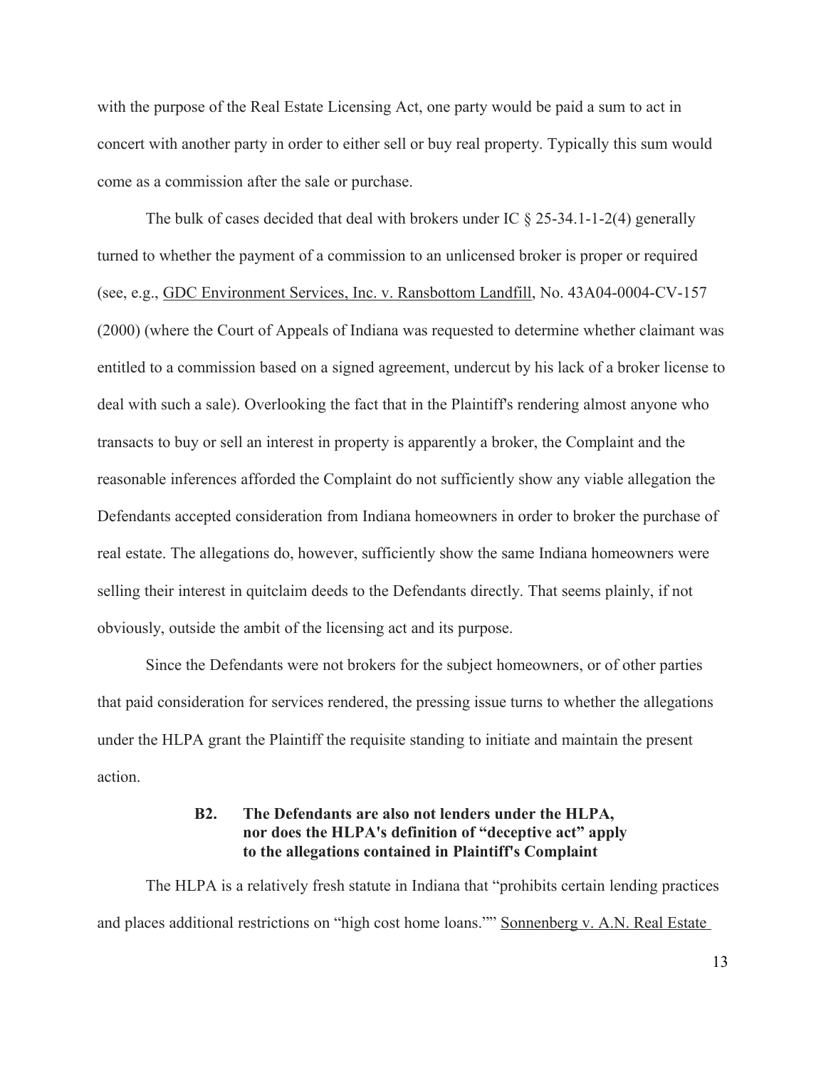with the purpose of the Real Estate Licensing Act, one party would be paid a sum to act in concert with another party in order to either sell or buy real property. Typically this sum would come as a commission after the sale or purchase.

The bulk of cases decided that deal with brokers under IC § 25-34.1-1-2(4) generally turned to whether the payment of a commission to an unlicensed broker is proper or required (see, e.g., GDC Environment Services, Inc. v. Ransbottom Landfill, No. 43A04-0004-CV-157 (2000) (where the Court of Appeals of Indiana was requested to determine whether claimant was entitled to a commission based on a signed agreement, undercut by his lack of a broker license to deal with such a sale). Overlooking the fact that in the Plaintiff's rendering almost anyone who transacts to buy or sell an interest in property is apparently a broker, the Complaint and the reasonable inferences afforded the Complaint do not sufficiently show any viable allegation the Defendants accepted consideration from Indiana homeowners in order to broker the purchase of real estate. The allegations do, however, sufficiently show the same Indiana homeowners were selling their interest in quitclaim deeds to the Defendants directly. That seems plainly, if not obviously, outside the ambit of the licensing act and its purpose.

Since the Defendants were not brokers for the subject homeowners, or of other parties that paid consideration for services rendered, the pressing issue turns to whether the allegations under the HLPA grant the Plaintiff the requisite standing to initiate and maintain the present action.

### B2. The Defendants are also not lenders under the HLPA, nor does the HLPA's definition of "deceptive act" apply to the allegations contained in Plaintiff's Complaint

The HLPA is a relatively fresh statute in Indiana that "prohibits certain lending practices and places additional restrictions on "high cost home loans."" Sonnenberg v. A.N. Real Estate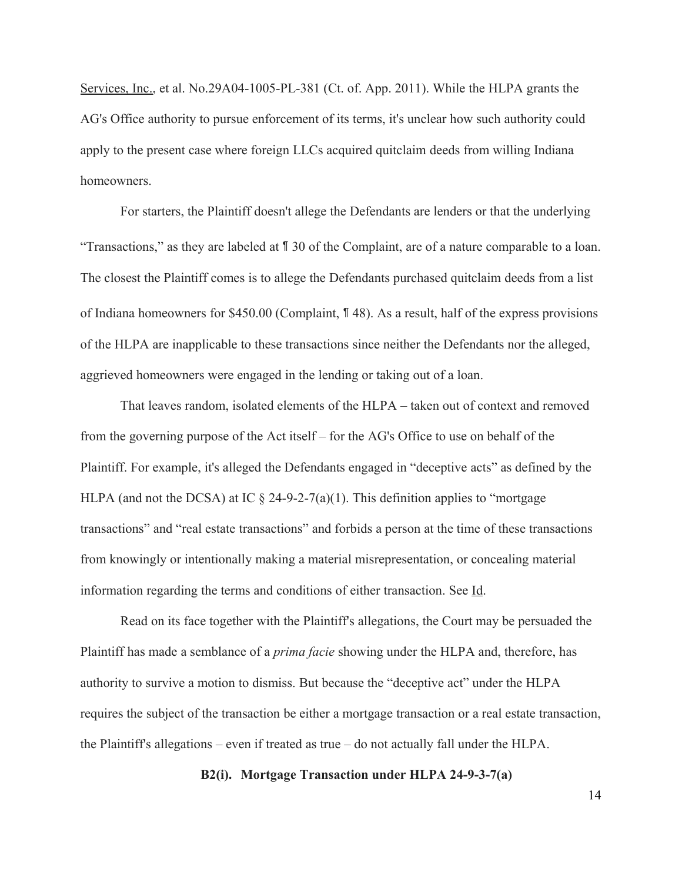Services, Inc., et al. No.29A04-1005-PL-381 (Ct. of. App. 2011). While the HLPA grants the AG's Office authority to pursue enforcement of its terms, it's unclear how such authority could apply to the present case where foreign LLCs acquired quitclaim deeds from willing Indiana homeowners.

For starters, the Plaintiff doesn't allege the Defendants are lenders or that the underlying "Transactions," as they are labeled at ¶ 30 of the Complaint, are of a nature comparable to a loan. The closest the Plaintiff comes is to allege the Defendants purchased quitclaim deeds from a list of Indiana homeowners for $450.00 (Complaint, ¶ 48). As a result, half of the express provisions of the HLPA are inapplicable to these transactions since neither the Defendants nor the alleged, aggrieved homeowners were engaged in the lending or taking out of a loan.

That leaves random, isolated elements of the HLPA – taken out of context and removed from the governing purpose of the Act itself – for the AG's Office to use on behalf of the Plaintiff. For example, it's alleged the Defendants engaged in "deceptive acts" as defined by the HLPA (and not the DCSA) at IC § 24-9-2-7(a)(1). This definition applies to "mortgage transactions" and "real estate transactions" and forbids a person at the time of these transactions from knowingly or intentionally making a material misrepresentation, or concealing material information regarding the terms and conditions of either transaction. See Id.

Read on its face together with the Plaintiff's allegations, the Court may be persuaded the Plaintiff has made a semblance of a *prima facie* showing under the HLPA and, therefore, has authority to survive a motion to dismiss. But because the "deceptive act" under the HLPA requires the subject of the transaction be either a mortgage transaction or a real estate transaction, the Plaintiff's allegations – even if treated as true – do not actually fall under the HLPA.

**B2(i). Mortgage Transaction under HLPA 24-9-3-7(a)**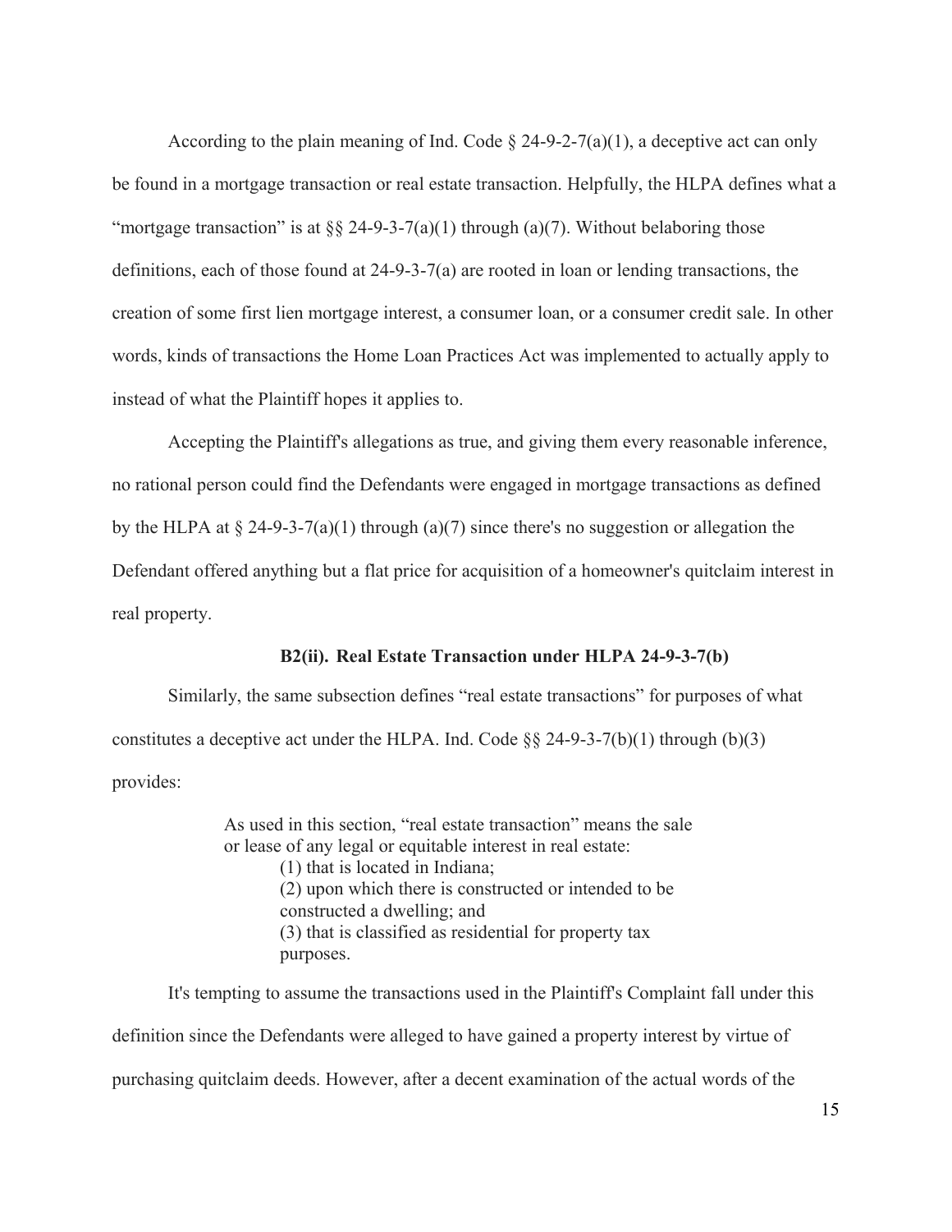According to the plain meaning of Ind. Code § 24-9-2-7(a)(1), a deceptive act can only be found in a mortgage transaction or real estate transaction. Helpfully, the HLPA defines what a "mortgage transaction" is at §§ 24-9-3-7(a)(1) through (a)(7). Without belaboring those definitions, each of those found at 24-9-3-7(a) are rooted in loan or lending transactions, the creation of some first lien mortgage interest, a consumer loan, or a consumer credit sale. In other words, kinds of transactions the Home Loan Practices Act was implemented to actually apply to instead of what the Plaintiff hopes it applies to.

Accepting the Plaintiff's allegations as true, and giving them every reasonable inference, no rational person could find the Defendants were engaged in mortgage transactions as defined by the HLPA at § 24-9-3-7(a)(1) through (a)(7) since there's no suggestion or allegation the Defendant offered anything but a flat price for acquisition of a homeowner's quitclaim interest in real property.

**B2(ii). Real Estate Transaction under HLPA 24-9-3-7(b)**

Similarly, the same subsection defines "real estate transactions" for purposes of what constitutes a deceptive act under the HLPA. Ind. Code §§ 24-9-3-7(b)(1) through (b)(3) provides:

> As used in this section, "real estate transaction" means the sale or lease of any legal or equitable interest in real estate:
> (1) that is located in Indiana;
> (2) upon which there is constructed or intended to be constructed a dwelling; and
> (3) that is classified as residential for property tax purposes.

It's tempting to assume the transactions used in the Plaintiff's Complaint fall under this definition since the Defendants were alleged to have gained a property interest by virtue of purchasing quitclaim deeds. However, after a decent examination of the actual words of the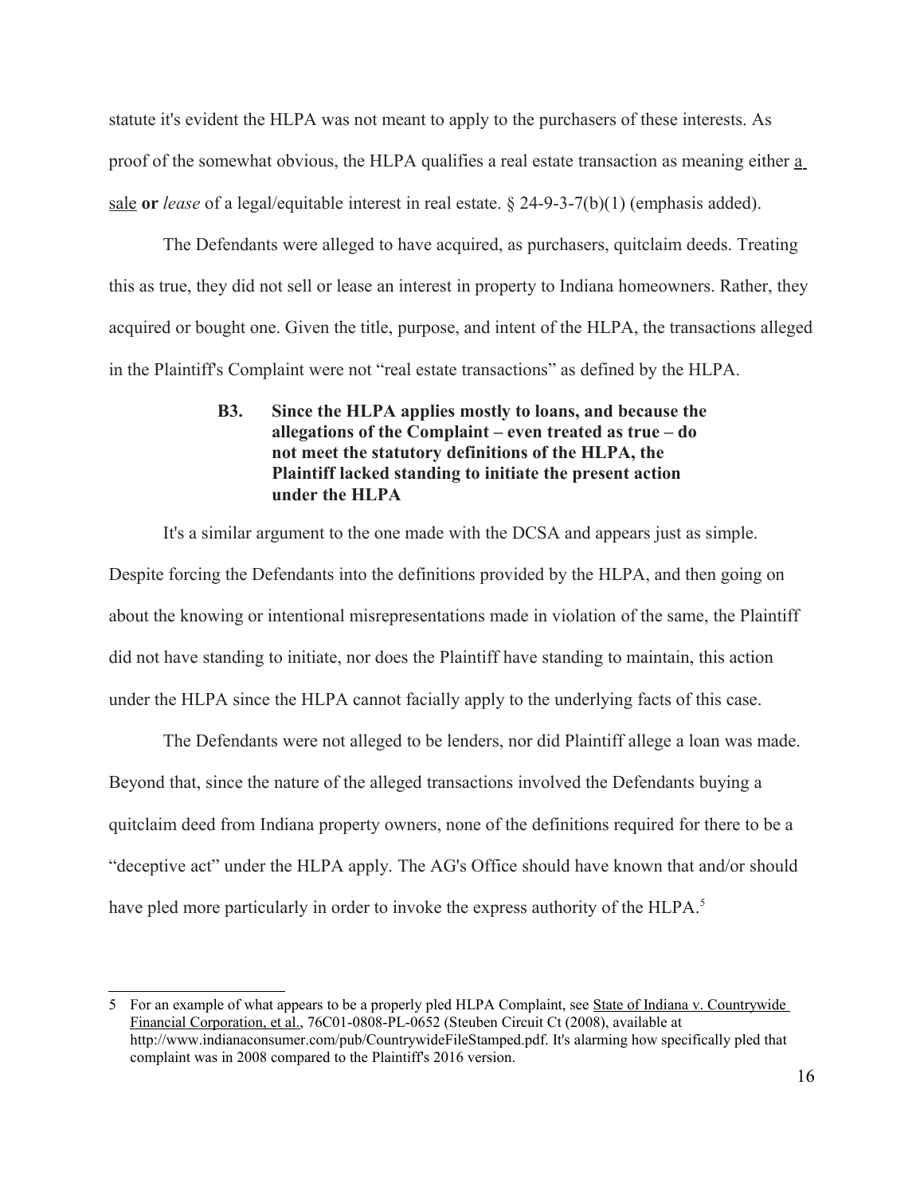statute it's evident the HLPA was not meant to apply to the purchasers of these interests. As proof of the somewhat obvious, the HLPA qualifies a real estate transaction as meaning either a sale **or** *lease* of a legal/equitable interest in real estate. § 24-9-3-7(b)(1) (emphasis added).

The Defendants were alleged to have acquired, as purchasers, quitclaim deeds. Treating this as true, they did not sell or lease an interest in property to Indiana homeowners. Rather, they acquired or bought one. Given the title, purpose, and intent of the HLPA, the transactions alleged in the Plaintiff's Complaint were not "real estate transactions" as defined by the HLPA.

### B3. Since the HLPA applies mostly to loans, and because the allegations of the Complaint – even treated as true – do not meet the statutory definitions of the HLPA, the Plaintiff lacked standing to initiate the present action under the HLPA

It's a similar argument to the one made with the DCSA and appears just as simple. Despite forcing the Defendants into the definitions provided by the HLPA, and then going on about the knowing or intentional misrepresentations made in violation of the same, the Plaintiff did not have standing to initiate, nor does the Plaintiff have standing to maintain, this action under the HLPA since the HLPA cannot facially apply to the underlying facts of this case.

The Defendants were not alleged to be lenders, nor did Plaintiff allege a loan was made. Beyond that, since the nature of the alleged transactions involved the Defendants buying a quitclaim deed from Indiana property owners, none of the definitions required for there to be a "deceptive act" under the HLPA apply. The AG's Office should have known that and/or should have pled more particularly in order to invoke the express authority of the HLPA.[5]

---

[5] For an example of what appears to be a properly pled HLPA Complaint, see State of Indiana v. Countrywide Financial Corporation, et al., 76C01-0808-PL-0652 (Steuben Circuit Ct (2008), available at http://www.indianaconsumer.com/pub/CountrywideFileStamped.pdf. It's alarming how specifically pled that complaint was in 2008 compared to the Plaintiff's 2016 version.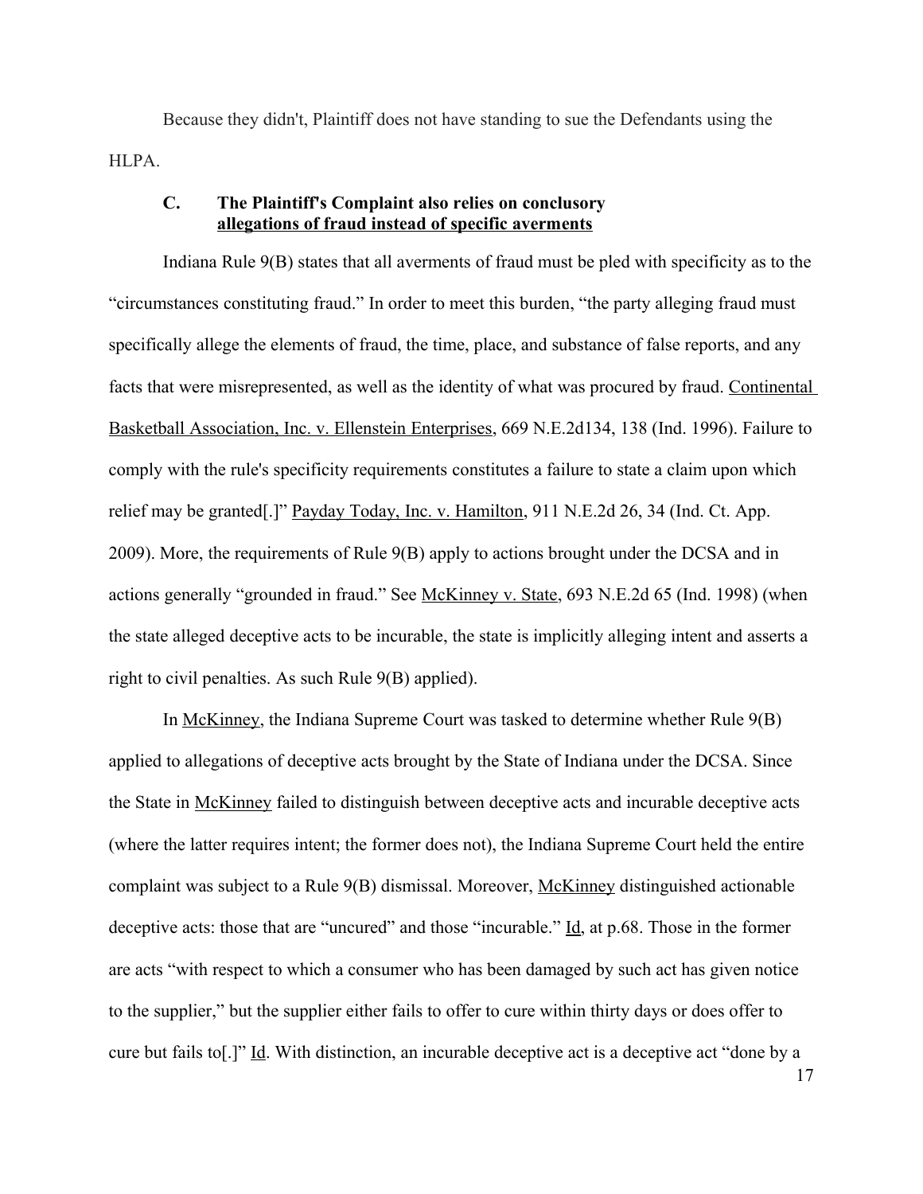Because they didn't, Plaintiff does not have standing to sue the Defendants using the HLPA.

### C. The Plaintiff's Complaint also relies on conclusory allegations of fraud instead of specific averments

Indiana Rule 9(B) states that all averments of fraud must be pled with specificity as to the "circumstances constituting fraud." In order to meet this burden, "the party alleging fraud must specifically allege the elements of fraud, the time, place, and substance of false reports, and any facts that were misrepresented, as well as the identity of what was procured by fraud. Continental Basketball Association, Inc. v. Ellenstein Enterprises, 669 N.E.2d134, 138 (Ind. 1996). Failure to comply with the rule's specificity requirements constitutes a failure to state a claim upon which relief may be granted[.]" Payday Today, Inc. v. Hamilton, 911 N.E.2d 26, 34 (Ind. Ct. App. 2009). More, the requirements of Rule 9(B) apply to actions brought under the DCSA and in actions generally "grounded in fraud." See McKinney v. State, 693 N.E.2d 65 (Ind. 1998) (when the state alleged deceptive acts to be incurable, the state is implicitly alleging intent and asserts a right to civil penalties. As such Rule 9(B) applied).

In McKinney, the Indiana Supreme Court was tasked to determine whether Rule 9(B) applied to allegations of deceptive acts brought by the State of Indiana under the DCSA. Since the State in McKinney failed to distinguish between deceptive acts and incurable deceptive acts (where the latter requires intent; the former does not), the Indiana Supreme Court held the entire complaint was subject to a Rule 9(B) dismissal. Moreover, McKinney distinguished actionable deceptive acts: those that are "uncured" and those "incurable." Id, at p.68. Those in the former are acts "with respect to which a consumer who has been damaged by such act has given notice to the supplier," but the supplier either fails to offer to cure within thirty days or does offer to cure but fails to[.]" Id. With distinction, an incurable deceptive act is a deceptive act "done by a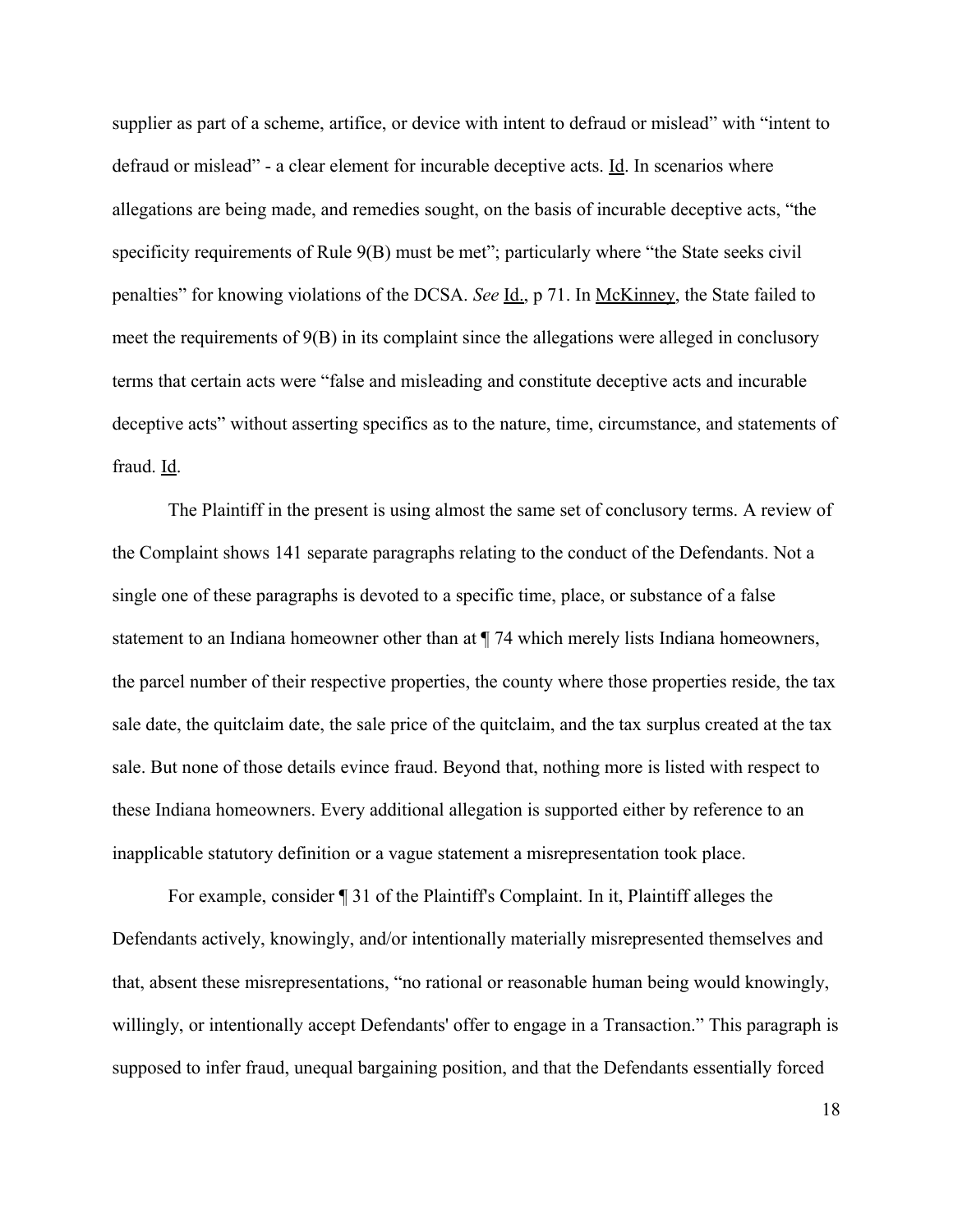supplier as part of a scheme, artifice, or device with intent to defraud or mislead" with "intent to defraud or mislead" - a clear element for incurable deceptive acts. Id. In scenarios where allegations are being made, and remedies sought, on the basis of incurable deceptive acts, "the specificity requirements of Rule 9(B) must be met"; particularly where "the State seeks civil penalties" for knowing violations of the DCSA. *See* Id., p 71. In McKinney, the State failed to meet the requirements of 9(B) in its complaint since the allegations were alleged in conclusory terms that certain acts were "false and misleading and constitute deceptive acts and incurable deceptive acts" without asserting specifics as to the nature, time, circumstance, and statements of fraud. Id.

The Plaintiff in the present is using almost the same set of conclusory terms. A review of the Complaint shows 141 separate paragraphs relating to the conduct of the Defendants. Not a single one of these paragraphs is devoted to a specific time, place, or substance of a false statement to an Indiana homeowner other than at ¶ 74 which merely lists Indiana homeowners, the parcel number of their respective properties, the county where those properties reside, the tax sale date, the quitclaim date, the sale price of the quitclaim, and the tax surplus created at the tax sale. But none of those details evince fraud. Beyond that, nothing more is listed with respect to these Indiana homeowners. Every additional allegation is supported either by reference to an inapplicable statutory definition or a vague statement a misrepresentation took place.

For example, consider ¶ 31 of the Plaintiff's Complaint. In it, Plaintiff alleges the Defendants actively, knowingly, and/or intentionally materially misrepresented themselves and that, absent these misrepresentations, "no rational or reasonable human being would knowingly, willingly, or intentionally accept Defendants' offer to engage in a Transaction." This paragraph is supposed to infer fraud, unequal bargaining position, and that the Defendants essentially forced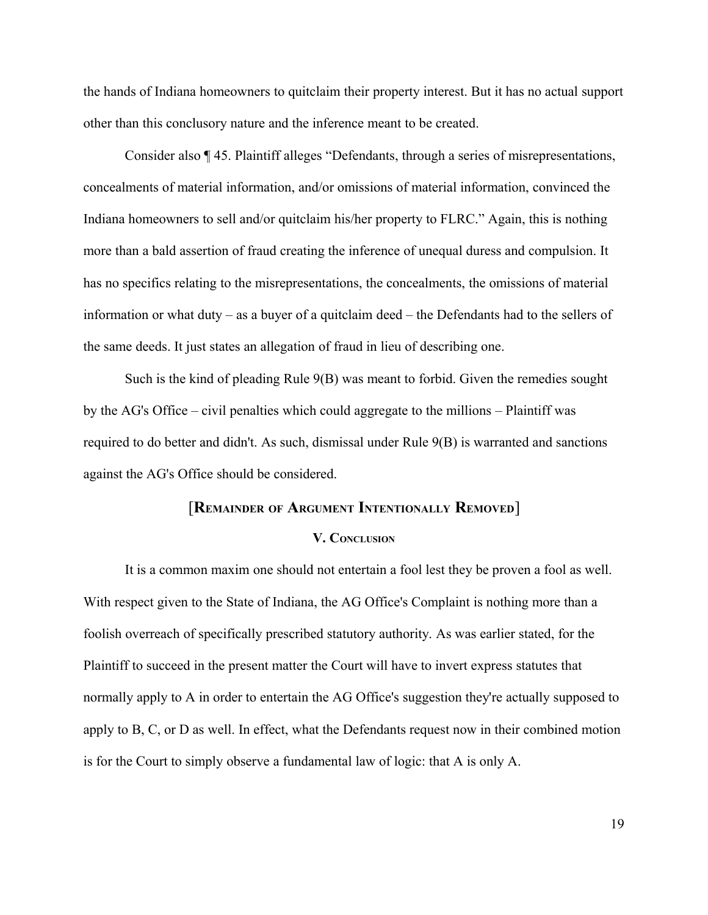the hands of Indiana homeowners to quitclaim their property interest. But it has no actual support other than this conclusory nature and the inference meant to be created.

Consider also ¶ 45. Plaintiff alleges "Defendants, through a series of misrepresentations, concealments of material information, and/or omissions of material information, convinced the Indiana homeowners to sell and/or quitclaim his/her property to FLRC." Again, this is nothing more than a bald assertion of fraud creating the inference of unequal duress and compulsion. It has no specifics relating to the misrepresentations, the concealments, the omissions of material information or what duty – as a buyer of a quitclaim deed – the Defendants had to the sellers of the same deeds. It just states an allegation of fraud in lieu of describing one.

Such is the kind of pleading Rule 9(B) was meant to forbid. Given the remedies sought by the AG's Office – civil penalties which could aggregate to the millions – Plaintiff was required to do better and didn't. As such, dismissal under Rule 9(B) is warranted and sanctions against the AG's Office should be considered.

### [Remainder of Argument Intentionally Removed]

### V. Conclusion

It is a common maxim one should not entertain a fool lest they be proven a fool as well. With respect given to the State of Indiana, the AG Office's Complaint is nothing more than a foolish overreach of specifically prescribed statutory authority. As was earlier stated, for the Plaintiff to succeed in the present matter the Court will have to invert express statutes that normally apply to A in order to entertain the AG Office's suggestion they're actually supposed to apply to B, C, or D as well. In effect, what the Defendants request now in their combined motion is for the Court to simply observe a fundamental law of logic: that A is only A.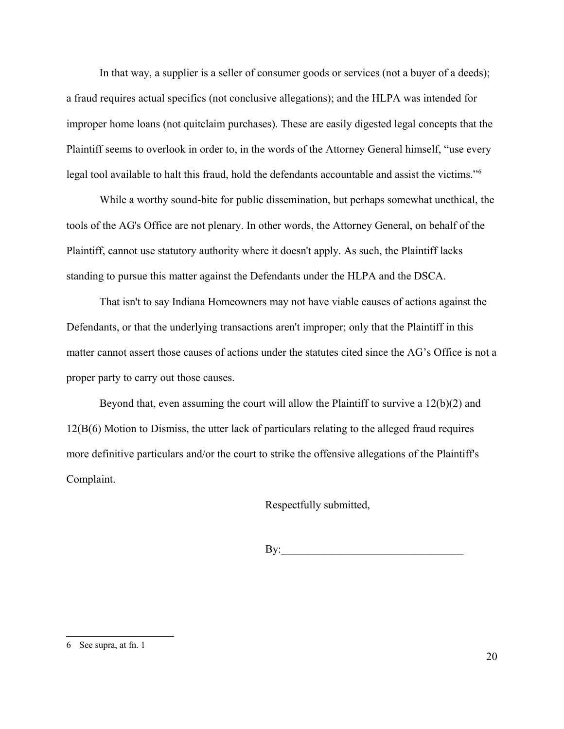In that way, a supplier is a seller of consumer goods or services (not a buyer of a deeds); a fraud requires actual specifics (not conclusive allegations); and the HLPA was intended for improper home loans (not quitclaim purchases). These are easily digested legal concepts that the Plaintiff seems to overlook in order to, in the words of the Attorney General himself, "use every legal tool available to halt this fraud, hold the defendants accountable and assist the victims."[6]

While a worthy sound-bite for public dissemination, but perhaps somewhat unethical, the tools of the AG's Office are not plenary. In other words, the Attorney General, on behalf of the Plaintiff, cannot use statutory authority where it doesn't apply. As such, the Plaintiff lacks standing to pursue this matter against the Defendants under the HLPA and the DSCA.

That isn't to say Indiana Homeowners may not have viable causes of actions against the Defendants, or that the underlying transactions aren't improper; only that the Plaintiff in this matter cannot assert those causes of actions under the statutes cited since the AG's Office is not a proper party to carry out those causes.

Beyond that, even assuming the court will allow the Plaintiff to survive a 12(b)(2) and 12(B(6) Motion to Dismiss, the utter lack of particulars relating to the alleged fraud requires more definitive particulars and/or the court to strike the offensive allegations of the Plaintiff's Complaint.

Respectfully submitted,

By:________________________________

---

6 See supra, at fn. 1